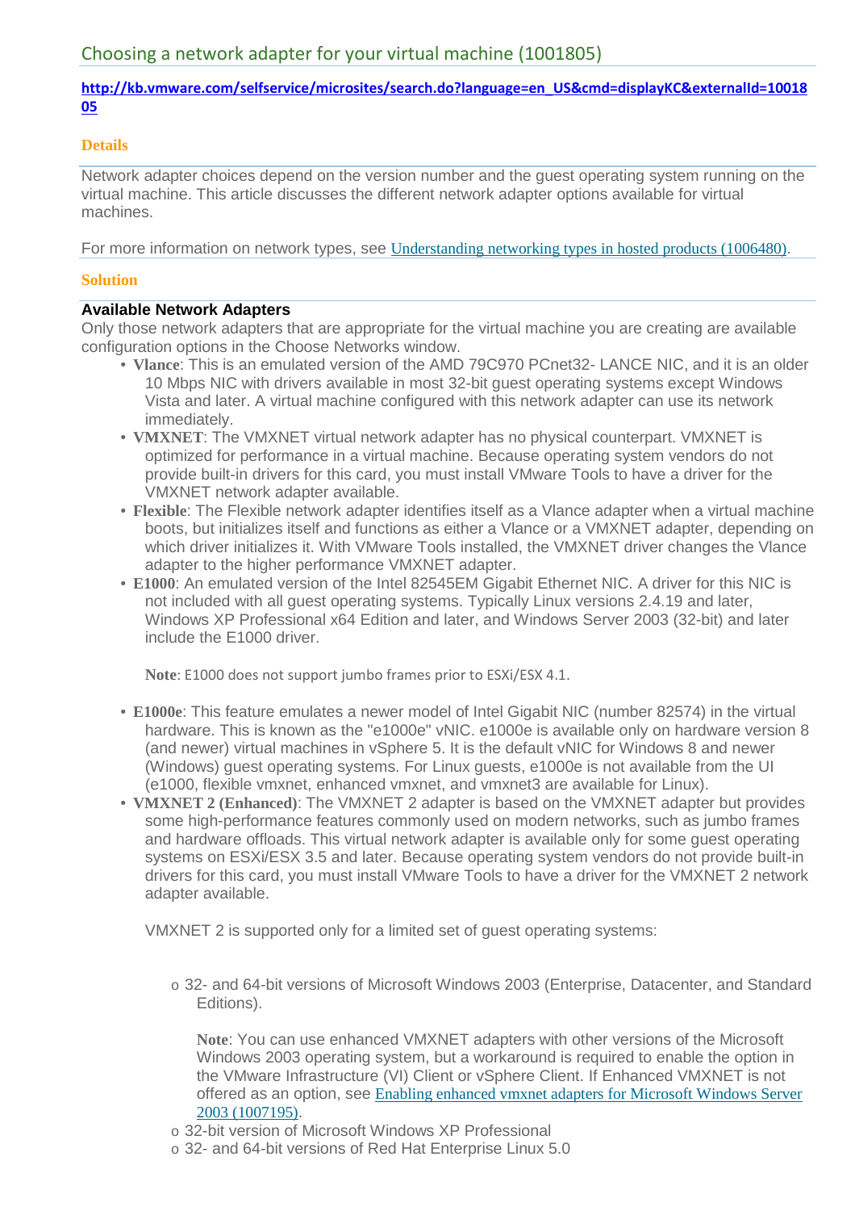# Choosing a network adapter for your virtual machine (1001805)

**http://kb.vmware.com/selfservice/microsites/search.do?language=en_US&cmd=displayKC&externalId=1001805**

## Details

Network adapter choices depend on the version number and the guest operating system running on the virtual machine. This article discusses the different network adapter options available for virtual machines.

For more information on network types, see Understanding networking types in hosted products (1006480).

## Solution

### Available Network Adapters

Only those network adapters that are appropriate for the virtual machine you are creating are available configuration options in the Choose Networks window.

- **Vlance**: This is an emulated version of the AMD 79C970 PCnet32- LANCE NIC, and it is an older 10 Mbps NIC with drivers available in most 32-bit guest operating systems except Windows Vista and later. A virtual machine configured with this network adapter can use its network immediately.
- **VMXNET**: The VMXNET virtual network adapter has no physical counterpart. VMXNET is optimized for performance in a virtual machine. Because operating system vendors do not provide built-in drivers for this card, you must install VMware Tools to have a driver for the VMXNET network adapter available.
- **Flexible**: The Flexible network adapter identifies itself as a Vlance adapter when a virtual machine boots, but initializes itself and functions as either a Vlance or a VMXNET adapter, depending on which driver initializes it. With VMware Tools installed, the VMXNET driver changes the Vlance adapter to the higher performance VMXNET adapter.
- **E1000**: An emulated version of the Intel 82545EM Gigabit Ethernet NIC. A driver for this NIC is not included with all guest operating systems. Typically Linux versions 2.4.19 and later, Windows XP Professional x64 Edition and later, and Windows Server 2003 (32-bit) and later include the E1000 driver.

  **Note**: E1000 does not support jumbo frames prior to ESXi/ESX 4.1.

- **E1000e**: This feature emulates a newer model of Intel Gigabit NIC (number 82574) in the virtual hardware. This is known as the "e1000e" vNIC. e1000e is available only on hardware version 8 (and newer) virtual machines in vSphere 5. It is the default vNIC for Windows 8 and newer (Windows) guest operating systems. For Linux guests, e1000e is not available from the UI (e1000, flexible vmxnet, enhanced vmxnet, and vmxnet3 are available for Linux).
- **VMXNET 2 (Enhanced)**: The VMXNET 2 adapter is based on the VMXNET adapter but provides some high-performance features commonly used on modern networks, such as jumbo frames and hardware offloads. This virtual network adapter is available only for some guest operating systems on ESXi/ESX 3.5 and later. Because operating system vendors do not provide built-in drivers for this card, you must install VMware Tools to have a driver for the VMXNET 2 network adapter available.

  VMXNET 2 is supported only for a limited set of guest operating systems:

  - 32- and 64-bit versions of Microsoft Windows 2003 (Enterprise, Datacenter, and Standard Editions).

    **Note**: You can use enhanced VMXNET adapters with other versions of the Microsoft Windows 2003 operating system, but a workaround is required to enable the option in the VMware Infrastructure (VI) Client or vSphere Client. If Enhanced VMXNET is not offered as an option, see Enabling enhanced vmxnet adapters for Microsoft Windows Server 2003 (1007195).
  - 32-bit version of Microsoft Windows XP Professional
  - 32- and 64-bit versions of Red Hat Enterprise Linux 5.0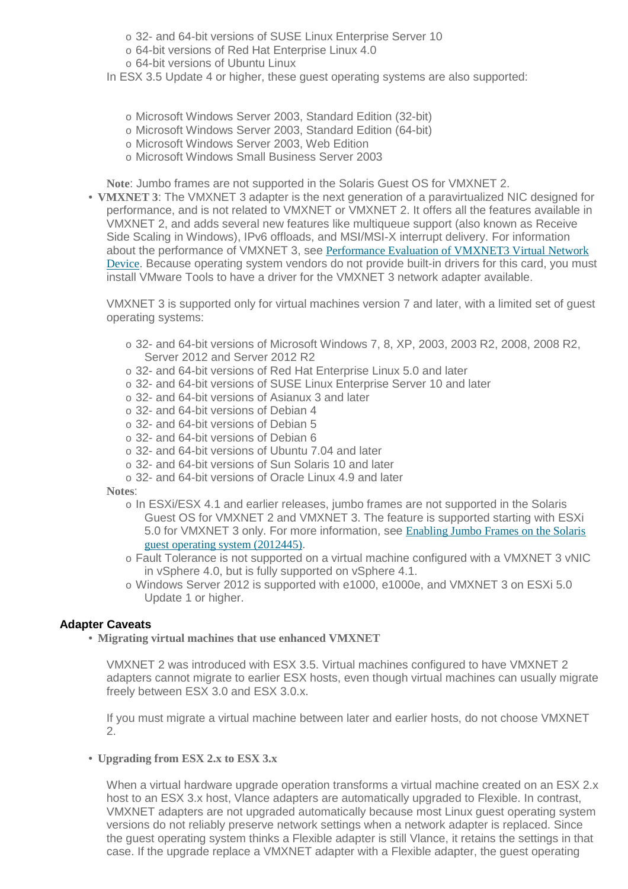- 32- and 64-bit versions of SUSE Linux Enterprise Server 10
- 64-bit versions of Red Hat Enterprise Linux 4.0
- 64-bit versions of Ubuntu Linux

In ESX 3.5 Update 4 or higher, these guest operating systems are also supported:

- Microsoft Windows Server 2003, Standard Edition (32-bit)
- Microsoft Windows Server 2003, Standard Edition (64-bit)
- Microsoft Windows Server 2003, Web Edition
- Microsoft Windows Small Business Server 2003

**Note**: Jumbo frames are not supported in the Solaris Guest OS for VMXNET 2.

- **VMXNET 3**: The VMXNET 3 adapter is the next generation of a paravirtualized NIC designed for performance, and is not related to VMXNET or VMXNET 2. It offers all the features available in VMXNET 2, and adds several new features like multiqueue support (also known as Receive Side Scaling in Windows), IPv6 offloads, and MSI/MSI-X interrupt delivery. For information about the performance of VMXNET 3, see [Performance Evaluation of VMXNET3 Virtual Network Device](). Because operating system vendors do not provide built-in drivers for this card, you must install VMware Tools to have a driver for the VMXNET 3 network adapter available.

  VMXNET 3 is supported only for virtual machines version 7 and later, with a limited set of guest operating systems:

  - 32- and 64-bit versions of Microsoft Windows 7, 8, XP, 2003, 2003 R2, 2008, 2008 R2, Server 2012 and Server 2012 R2
  - 32- and 64-bit versions of Red Hat Enterprise Linux 5.0 and later
  - 32- and 64-bit versions of SUSE Linux Enterprise Server 10 and later
  - 32- and 64-bit versions of Asianux 3 and later
  - 32- and 64-bit versions of Debian 4
  - 32- and 64-bit versions of Debian 5
  - 32- and 64-bit versions of Debian 6
  - 32- and 64-bit versions of Ubuntu 7.04 and later
  - 32- and 64-bit versions of Sun Solaris 10 and later
  - 32- and 64-bit versions of Oracle Linux 4.9 and later

  **Notes**:

  - In ESXi/ESX 4.1 and earlier releases, jumbo frames are not supported in the Solaris Guest OS for VMXNET 2 and VMXNET 3. The feature is supported starting with ESXi 5.0 for VMXNET 3 only. For more information, see [Enabling Jumbo Frames on the Solaris guest operating system (2012445)]().
  - Fault Tolerance is not supported on a virtual machine configured with a VMXNET 3 vNIC in vSphere 4.0, but is fully supported on vSphere 4.1.
  - Windows Server 2012 is supported with e1000, e1000e, and VMXNET 3 on ESXi 5.0 Update 1 or higher.

### Adapter Caveats

- **Migrating virtual machines that use enhanced VMXNET**

  VMXNET 2 was introduced with ESX 3.5. Virtual machines configured to have VMXNET 2 adapters cannot migrate to earlier ESX hosts, even though virtual machines can usually migrate freely between ESX 3.0 and ESX 3.0.x.

  If you must migrate a virtual machine between later and earlier hosts, do not choose VMXNET 2.

- **Upgrading from ESX 2.x to ESX 3.x**

  When a virtual hardware upgrade operation transforms a virtual machine created on an ESX 2.x host to an ESX 3.x host, Vlance adapters are automatically upgraded to Flexible. In contrast, VMXNET adapters are not upgraded automatically because most Linux guest operating system versions do not reliably preserve network settings when a network adapter is replaced. Since the guest operating system thinks a Flexible adapter is still Vlance, it retains the settings in that case. If the upgrade replace a VMXNET adapter with a Flexible adapter, the guest operating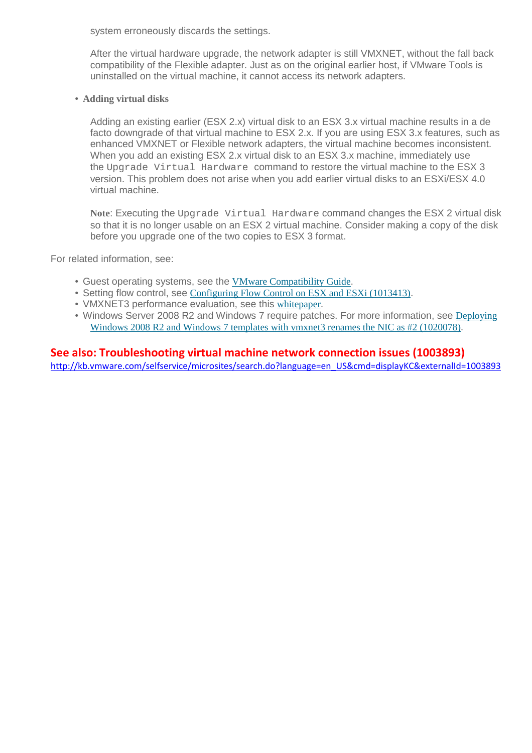system erroneously discards the settings.

After the virtual hardware upgrade, the network adapter is still VMXNET, without the fall back compatibility of the Flexible adapter. Just as on the original earlier host, if VMware Tools is uninstalled on the virtual machine, it cannot access its network adapters.

- **Adding virtual disks**

  Adding an existing earlier (ESX 2.x) virtual disk to an ESX 3.x virtual machine results in a de facto downgrade of that virtual machine to ESX 2.x. If you are using ESX 3.x features, such as enhanced VMXNET or Flexible network adapters, the virtual machine becomes inconsistent. When you add an existing ESX 2.x virtual disk to an ESX 3.x machine, immediately use the `Upgrade Virtual Hardware` command to restore the virtual machine to the ESX 3 version. This problem does not arise when you add earlier virtual disks to an ESXi/ESX 4.0 virtual machine.

  **Note**: Executing the `Upgrade Virtual Hardware` command changes the ESX 2 virtual disk so that it is no longer usable on an ESX 2 virtual machine. Consider making a copy of the disk before you upgrade one of the two copies to ESX 3 format.

For related information, see:

- Guest operating systems, see the VMware Compatibility Guide.
- Setting flow control, see Configuring Flow Control on ESX and ESXi (1013413).
- VMXNET3 performance evaluation, see this whitepaper.
- Windows Server 2008 R2 and Windows 7 require patches. For more information, see Deploying Windows 2008 R2 and Windows 7 templates with vmxnet3 renames the NIC as #2 (1020078).

## See also: Troubleshooting virtual machine network connection issues (1003893)

http://kb.vmware.com/selfservice/microsites/search.do?language=en_US&cmd=displayKC&externalId=1003893